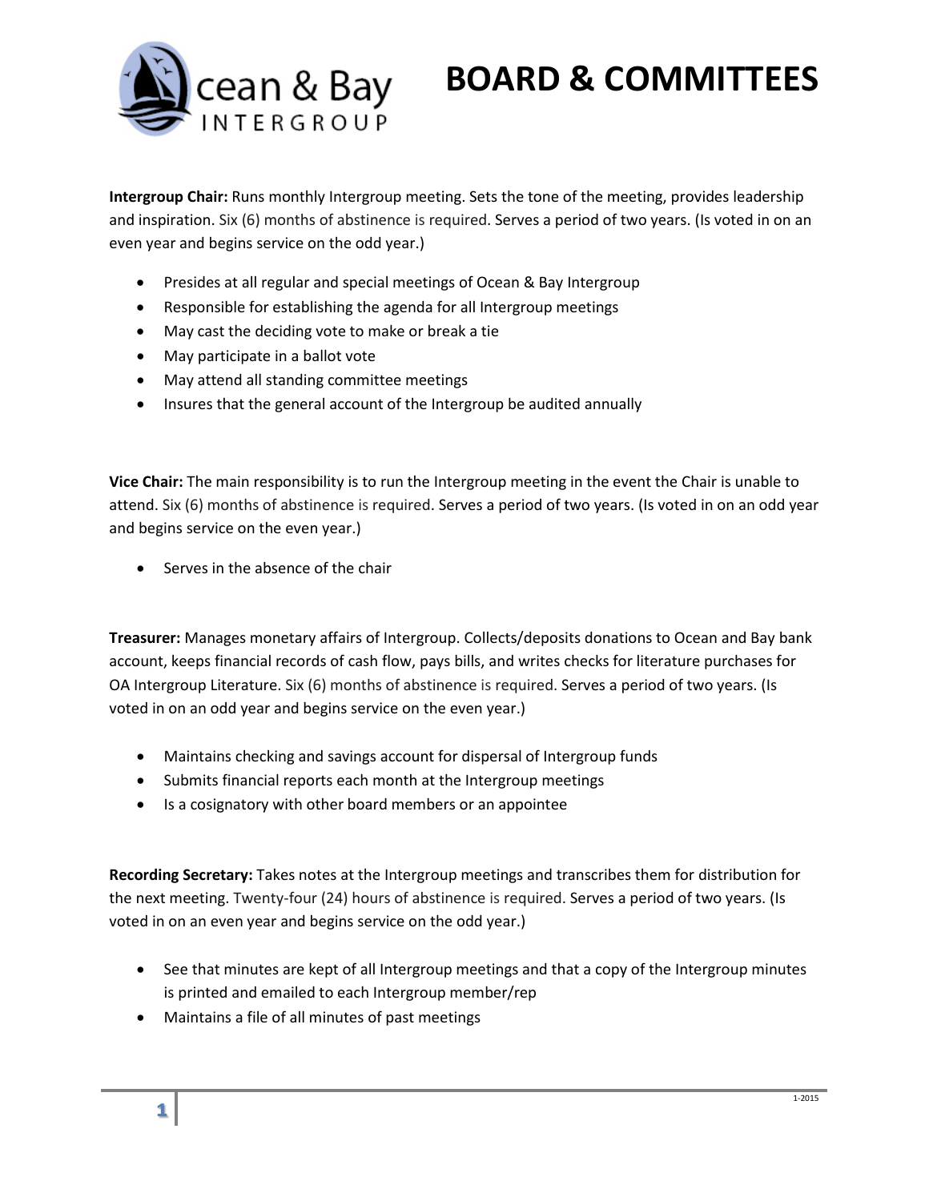# BOARD & COMMITTEES

Ocean & Bay INTERGROUP

**Intergroup Chair:** Runs monthly Intergroup meeting. Sets the tone of the meeting, provides leadership and inspiration. Six (6) months of abstinence is required. Serves a period of two years. (Is voted in on an even year and begins service on the odd year.)

- Presides at all regular and special meetings of Ocean & Bay Intergroup
- Responsible for establishing the agenda for all Intergroup meetings
- May cast the deciding vote to make or break a tie
- May participate in a ballot vote
- May attend all standing committee meetings
- Insures that the general account of the Intergroup be audited annually

**Vice Chair:** The main responsibility is to run the Intergroup meeting in the event the Chair is unable to attend. Six (6) months of abstinence is required. Serves a period of two years. (Is voted in on an odd year and begins service on the even year.)

- Serves in the absence of the chair

**Treasurer:** Manages monetary affairs of Intergroup. Collects/deposits donations to Ocean and Bay bank account, keeps financial records of cash flow, pays bills, and writes checks for literature purchases for OA Intergroup Literature. Six (6) months of abstinence is required. Serves a period of two years. (Is voted in on an odd year and begins service on the even year.)

- Maintains checking and savings account for dispersal of Intergroup funds
- Submits financial reports each month at the Intergroup meetings
- Is a cosignatory with other board members or an appointee

**Recording Secretary:** Takes notes at the Intergroup meetings and transcribes them for distribution for the next meeting. Twenty-four (24) hours of abstinence is required. Serves a period of two years. (Is voted in on an even year and begins service on the odd year.)

- See that minutes are kept of all Intergroup meetings and that a copy of the Intergroup minutes is printed and emailed to each Intergroup member/rep
- Maintains a file of all minutes of past meetings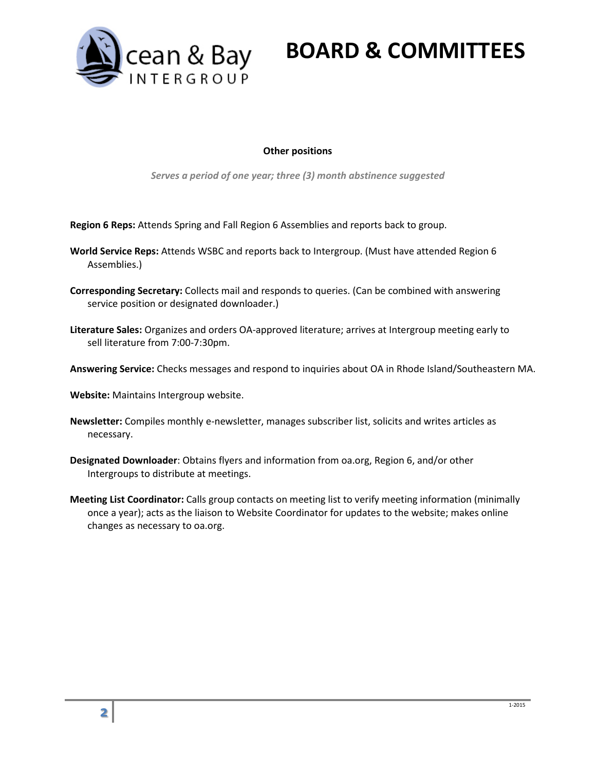# BOARD & COMMITTEES

**Other positions**

*Serves a period of one year; three (3) month abstinence suggested*

**Region 6 Reps:** Attends Spring and Fall Region 6 Assemblies and reports back to group.

**World Service Reps:** Attends WSBC and reports back to Intergroup. (Must have attended Region 6 Assemblies.)

**Corresponding Secretary:** Collects mail and responds to queries. (Can be combined with answering service position or designated downloader.)

**Literature Sales:** Organizes and orders OA-approved literature; arrives at Intergroup meeting early to sell literature from 7:00-7:30pm.

**Answering Service:** Checks messages and respond to inquiries about OA in Rhode Island/Southeastern MA.

**Website:** Maintains Intergroup website.

**Newsletter:** Compiles monthly e-newsletter, manages subscriber list, solicits and writes articles as necessary.

**Designated Downloader**: Obtains flyers and information from oa.org, Region 6, and/or other Intergroups to distribute at meetings.

**Meeting List Coordinator:** Calls group contacts on meeting list to verify meeting information (minimally once a year); acts as the liaison to Website Coordinator for updates to the website; makes online changes as necessary to oa.org.